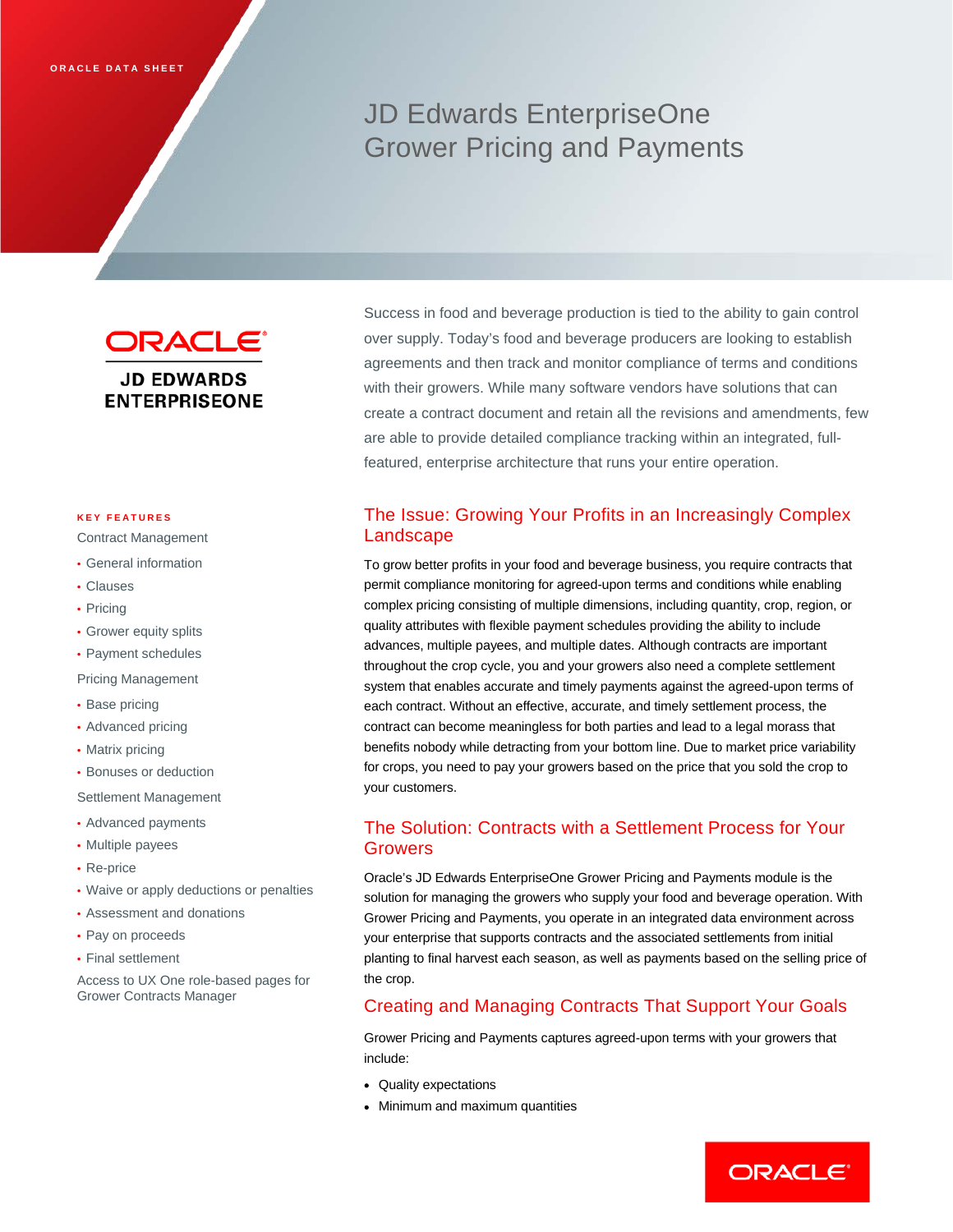ORACLE DATA SHEET

# JD Edwards EnterpriseOne Grower Pricing and Payments

ORACLE
JD EDWARDS ENTERPRISEONE

Success in food and beverage production is tied to the ability to gain control over supply. Today's food and beverage producers are looking to establish agreements and then track and monitor compliance of terms and conditions with their growers. While many software vendors have solutions that can create a contract document and retain all the revisions and amendments, few are able to provide detailed compliance tracking within an integrated, full-featured, enterprise architecture that runs your entire operation.

**KEY FEATURES**

Contract Management

- General information
- Clauses
- Pricing
- Grower equity splits
- Payment schedules

Pricing Management

- Base pricing
- Advanced pricing
- Matrix pricing
- Bonuses or deduction

Settlement Management

- Advanced payments
- Multiple payees
- Re-price
- Waive or apply deductions or penalties
- Assessment and donations
- Pay on proceeds
- Final settlement

Access to UX One role-based pages for Grower Contracts Manager

## The Issue: Growing Your Profits in an Increasingly Complex Landscape

To grow better profits in your food and beverage business, you require contracts that permit compliance monitoring for agreed-upon terms and conditions while enabling complex pricing consisting of multiple dimensions, including quantity, crop, region, or quality attributes with flexible payment schedules providing the ability to include advances, multiple payees, and multiple dates. Although contracts are important throughout the crop cycle, you and your growers also need a complete settlement system that enables accurate and timely payments against the agreed-upon terms of each contract. Without an effective, accurate, and timely settlement process, the contract can become meaningless for both parties and lead to a legal morass that benefits nobody while detracting from your bottom line. Due to market price variability for crops, you need to pay your growers based on the price that you sold the crop to your customers.

## The Solution: Contracts with a Settlement Process for Your Growers

Oracle's JD Edwards EnterpriseOne Grower Pricing and Payments module is the solution for managing the growers who supply your food and beverage operation. With Grower Pricing and Payments, you operate in an integrated data environment across your enterprise that supports contracts and the associated settlements from initial planting to final harvest each season, as well as payments based on the selling price of the crop.

## Creating and Managing Contracts That Support Your Goals

Grower Pricing and Payments captures agreed-upon terms with your growers that include:

- Quality expectations
- Minimum and maximum quantities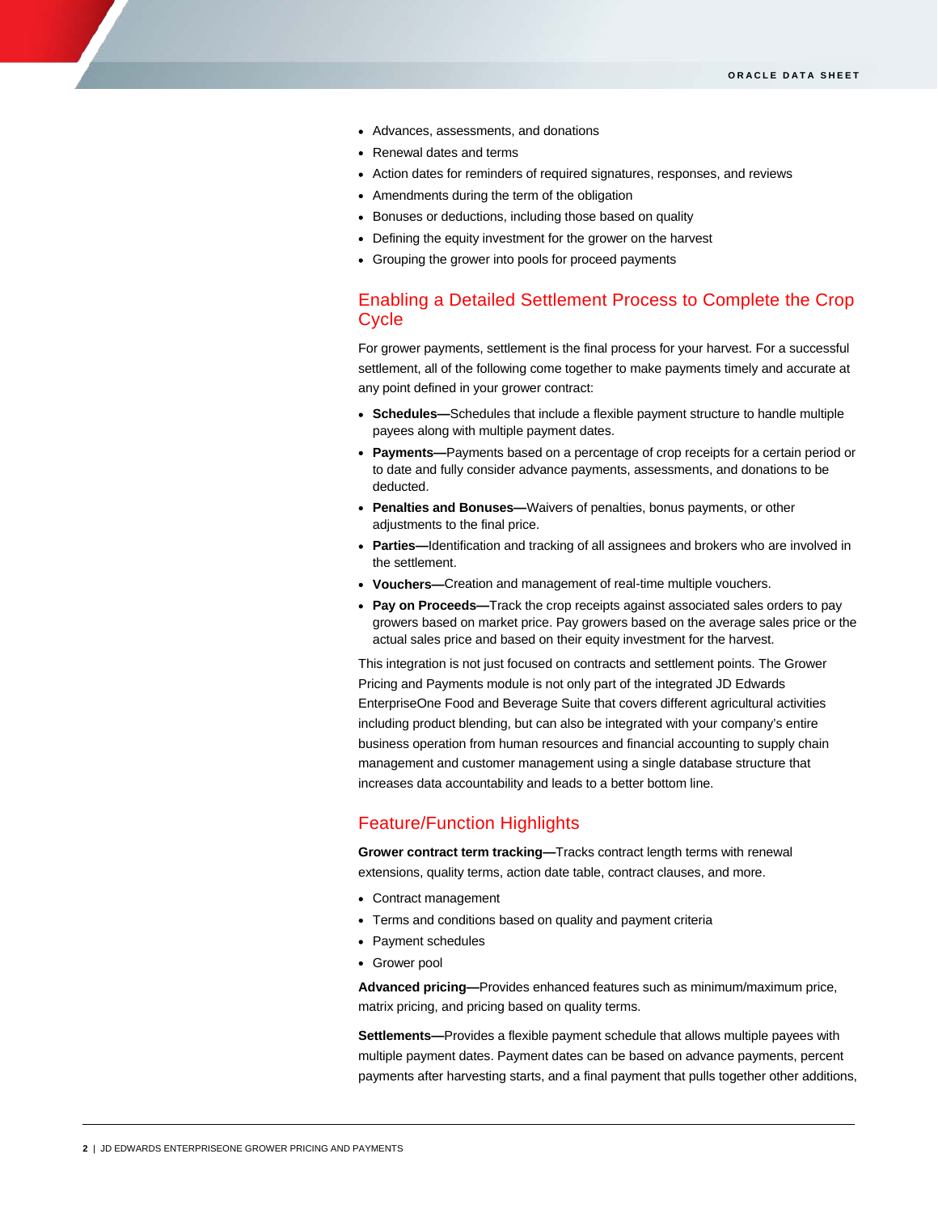- Advances, assessments, and donations
- Renewal dates and terms
- Action dates for reminders of required signatures, responses, and reviews
- Amendments during the term of the obligation
- Bonuses or deductions, including those based on quality
- Defining the equity investment for the grower on the harvest
- Grouping the grower into pools for proceed payments

## Enabling a Detailed Settlement Process to Complete the Crop Cycle

For grower payments, settlement is the final process for your harvest. For a successful settlement, all of the following come together to make payments timely and accurate at any point defined in your grower contract:

- **Schedules—**Schedules that include a flexible payment structure to handle multiple payees along with multiple payment dates.
- **Payments—**Payments based on a percentage of crop receipts for a certain period or to date and fully consider advance payments, assessments, and donations to be deducted.
- **Penalties and Bonuses—**Waivers of penalties, bonus payments, or other adjustments to the final price.
- **Parties—**Identification and tracking of all assignees and brokers who are involved in the settlement.
- **Vouchers—**Creation and management of real-time multiple vouchers.
- **Pay on Proceeds—**Track the crop receipts against associated sales orders to pay growers based on market price. Pay growers based on the average sales price or the actual sales price and based on their equity investment for the harvest.

This integration is not just focused on contracts and settlement points. The Grower Pricing and Payments module is not only part of the integrated JD Edwards EnterpriseOne Food and Beverage Suite that covers different agricultural activities including product blending, but can also be integrated with your company's entire business operation from human resources and financial accounting to supply chain management and customer management using a single database structure that increases data accountability and leads to a better bottom line.

## Feature/Function Highlights

**Grower contract term tracking—**Tracks contract length terms with renewal extensions, quality terms, action date table, contract clauses, and more.

- Contract management
- Terms and conditions based on quality and payment criteria
- Payment schedules
- Grower pool

**Advanced pricing—**Provides enhanced features such as minimum/maximum price, matrix pricing, and pricing based on quality terms.

**Settlements—**Provides a flexible payment schedule that allows multiple payees with multiple payment dates. Payment dates can be based on advance payments, percent payments after harvesting starts, and a final payment that pulls together other additions,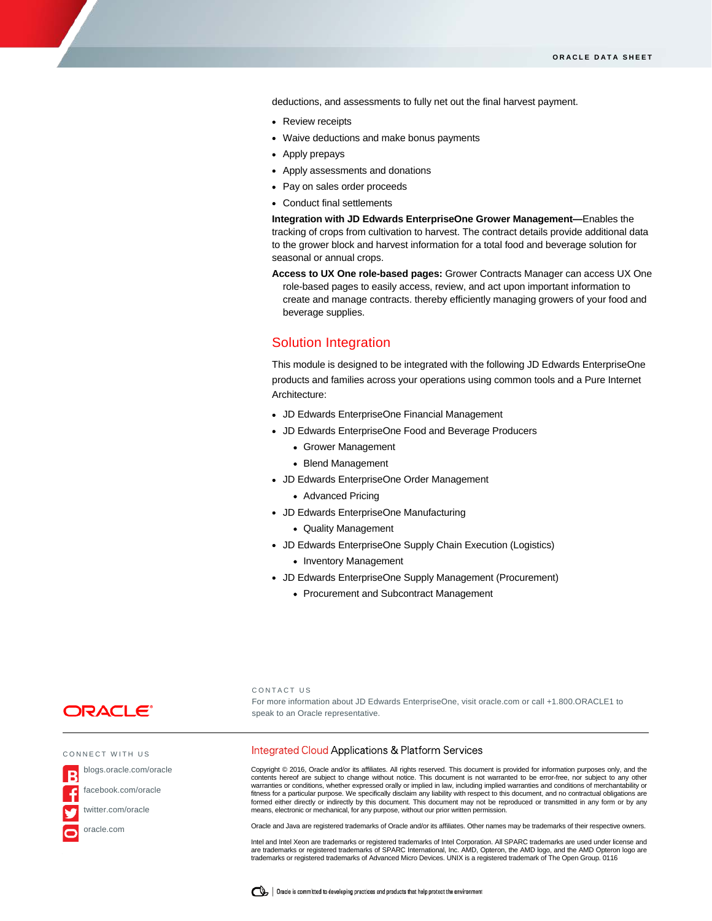deductions, and assessments to fully net out the final harvest payment.

- Review receipts
- Waive deductions and make bonus payments
- Apply prepays
- Apply assessments and donations
- Pay on sales order proceeds
- Conduct final settlements

**Integration with JD Edwards EnterpriseOne Grower Management—**Enables the tracking of crops from cultivation to harvest. The contract details provide additional data to the grower block and harvest information for a total food and beverage solution for seasonal or annual crops.

**Access to UX One role-based pages:** Grower Contracts Manager can access UX One role-based pages to easily access, review, and act upon important information to create and manage contracts. thereby efficiently managing growers of your food and beverage supplies.

## Solution Integration

This module is designed to be integrated with the following JD Edwards EnterpriseOne products and families across your operations using common tools and a Pure Internet Architecture:

- JD Edwards EnterpriseOne Financial Management
- JD Edwards EnterpriseOne Food and Beverage Producers
  - Grower Management
  - Blend Management
- JD Edwards EnterpriseOne Order Management
  - Advanced Pricing
- JD Edwards EnterpriseOne Manufacturing
  - Quality Management
- JD Edwards EnterpriseOne Supply Chain Execution (Logistics)
  - Inventory Management
- JD Edwards EnterpriseOne Supply Management (Procurement)
  - Procurement and Subcontract Management

CONTACT US

For more information about JD Edwards EnterpriseOne, visit oracle.com or call +1.800.ORACLE1 to speak to an Oracle representative.

ORACLE

CONNECT WITH US

blogs.oracle.com/oracle

facebook.com/oracle

twitter.com/oracle

oracle.com

Integrated Cloud Applications & Platform Services

Copyright © 2016, Oracle and/or its affiliates. All rights reserved. This document is provided for information purposes only, and the contents hereof are subject to change without notice. This document is not warranted to be error-free, nor subject to any other warranties or conditions, whether expressed orally or implied in law, including implied warranties and conditions of merchantability or fitness for a particular purpose. We specifically disclaim any liability with respect to this document, and no contractual obligations are formed either directly or indirectly by this document. This document may not be reproduced or transmitted in any form or by any means, electronic or mechanical, for any purpose, without our prior written permission.

Oracle and Java are registered trademarks of Oracle and/or its affiliates. Other names may be trademarks of their respective owners.

Intel and Intel Xeon are trademarks or registered trademarks of Intel Corporation. All SPARC trademarks are used under license and are trademarks or registered trademarks of SPARC International, Inc. AMD, Opteron, the AMD logo, and the AMD Opteron logo are trademarks or registered trademarks of Advanced Micro Devices. UNIX is a registered trademark of The Open Group. 0116

Oracle is committed to developing practices and products that help protect the environment